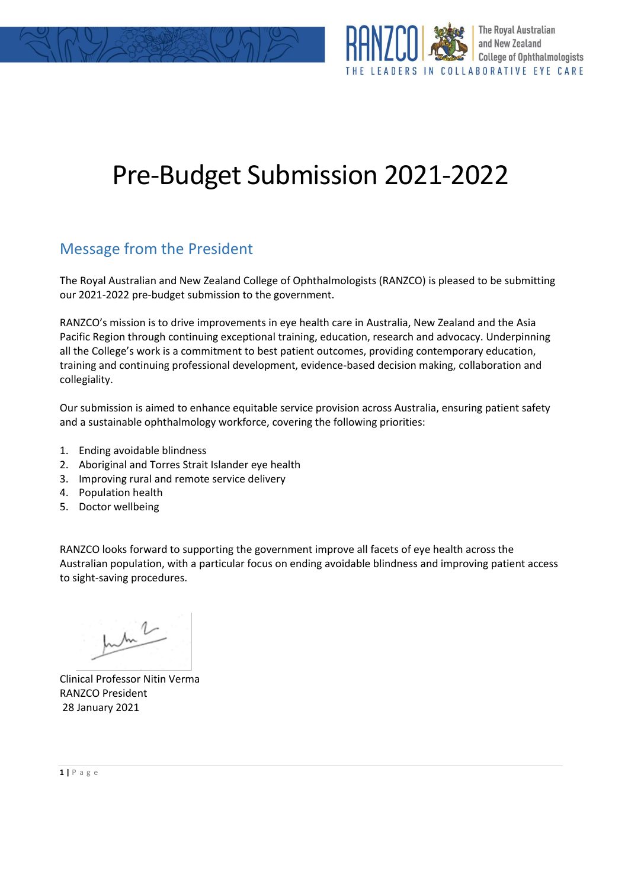# Pre-Budget Submission 2021-2022

## Message from the President

The Royal Australian and New Zealand College of Ophthalmologists (RANZCO) is pleased to be submitting our 2021-2022 pre-budget submission to the government.

RANZCO's mission is to drive improvements in eye health care in Australia, New Zealand and the Asia Pacific Region through continuing exceptional training, education, research and advocacy. Underpinning all the College's work is a commitment to best patient outcomes, providing contemporary education, training and continuing professional development, evidence-based decision making, collaboration and collegiality.

Our submission is aimed to enhance equitable service provision across Australia, ensuring patient safety and a sustainable ophthalmology workforce, covering the following priorities:

1. Ending avoidable blindness
2. Aboriginal and Torres Strait Islander eye health
3. Improving rural and remote service delivery
4. Population health
5. Doctor wellbeing

RANZCO looks forward to supporting the government improve all facets of eye health across the Australian population, with a particular focus on ending avoidable blindness and improving patient access to sight-saving procedures.

Clinical Professor Nitin Verma
RANZCO President
28 January 2021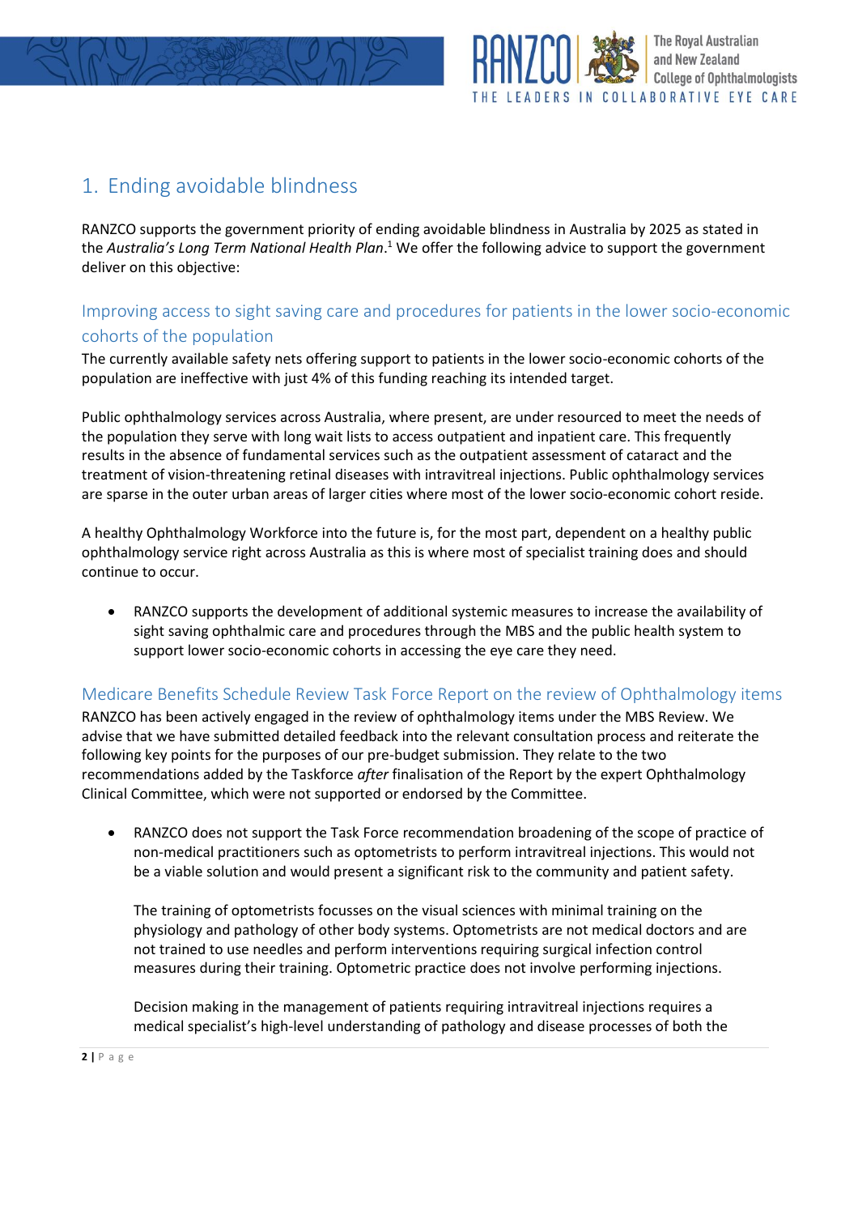## 1. Ending avoidable blindness

RANZCO supports the government priority of ending avoidable blindness in Australia by 2025 as stated in the *Australia's Long Term National Health Plan*.[1] We offer the following advice to support the government deliver on this objective:

### Improving access to sight saving care and procedures for patients in the lower socio-economic cohorts of the population

The currently available safety nets offering support to patients in the lower socio-economic cohorts of the population are ineffective with just 4% of this funding reaching its intended target.

Public ophthalmology services across Australia, where present, are under resourced to meet the needs of the population they serve with long wait lists to access outpatient and inpatient care. This frequently results in the absence of fundamental services such as the outpatient assessment of cataract and the treatment of vision-threatening retinal diseases with intravitreal injections. Public ophthalmology services are sparse in the outer urban areas of larger cities where most of the lower socio-economic cohort reside.

A healthy Ophthalmology Workforce into the future is, for the most part, dependent on a healthy public ophthalmology service right across Australia as this is where most of specialist training does and should continue to occur.

- RANZCO supports the development of additional systemic measures to increase the availability of sight saving ophthalmic care and procedures through the MBS and the public health system to support lower socio-economic cohorts in accessing the eye care they need.

### Medicare Benefits Schedule Review Task Force Report on the review of Ophthalmology items

RANZCO has been actively engaged in the review of ophthalmology items under the MBS Review. We advise that we have submitted detailed feedback into the relevant consultation process and reiterate the following key points for the purposes of our pre-budget submission. They relate to the two recommendations added by the Taskforce *after* finalisation of the Report by the expert Ophthalmology Clinical Committee, which were not supported or endorsed by the Committee.

- RANZCO does not support the Task Force recommendation broadening of the scope of practice of non-medical practitioners such as optometrists to perform intravitreal injections. This would not be a viable solution and would present a significant risk to the community and patient safety.

  The training of optometrists focusses on the visual sciences with minimal training on the physiology and pathology of other body systems. Optometrists are not medical doctors and are not trained to use needles and perform interventions requiring surgical infection control measures during their training. Optometric practice does not involve performing injections.

  Decision making in the management of patients requiring intravitreal injections requires a medical specialist's high-level understanding of pathology and disease processes of both the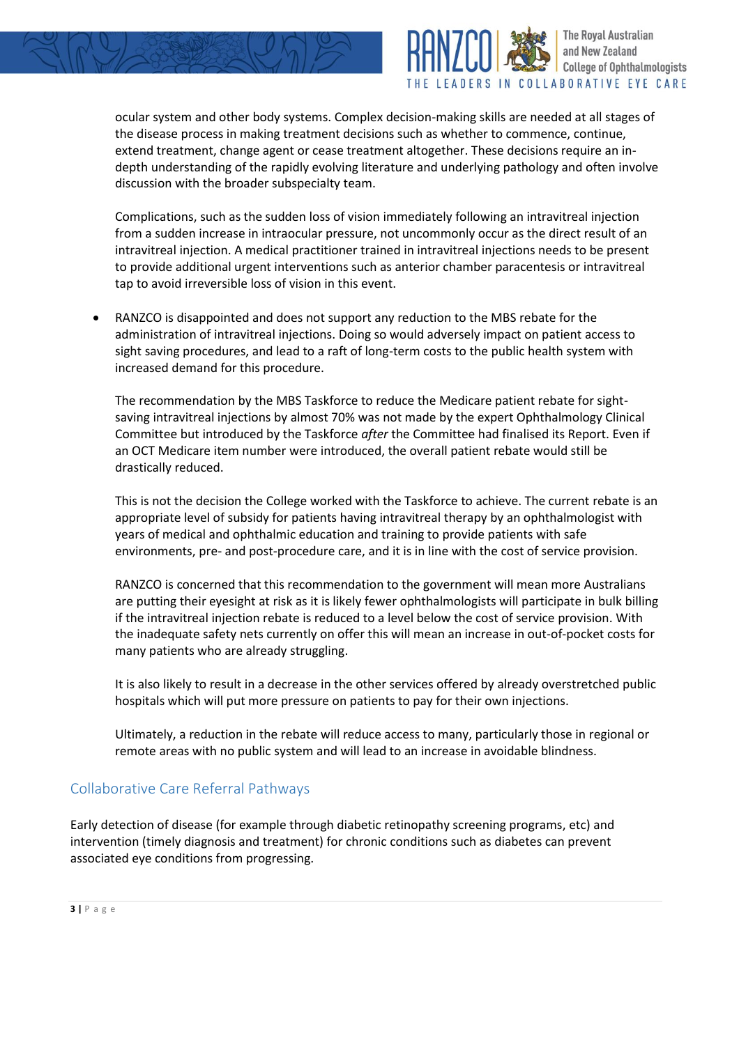ocular system and other body systems. Complex decision-making skills are needed at all stages of the disease process in making treatment decisions such as whether to commence, continue, extend treatment, change agent or cease treatment altogether. These decisions require an in-depth understanding of the rapidly evolving literature and underlying pathology and often involve discussion with the broader subspecialty team.

Complications, such as the sudden loss of vision immediately following an intravitreal injection from a sudden increase in intraocular pressure, not uncommonly occur as the direct result of an intravitreal injection. A medical practitioner trained in intravitreal injections needs to be present to provide additional urgent interventions such as anterior chamber paracentesis or intravitreal tap to avoid irreversible loss of vision in this event.

- RANZCO is disappointed and does not support any reduction to the MBS rebate for the administration of intravitreal injections. Doing so would adversely impact on patient access to sight saving procedures, and lead to a raft of long-term costs to the public health system with increased demand for this procedure.

  The recommendation by the MBS Taskforce to reduce the Medicare patient rebate for sight-saving intravitreal injections by almost 70% was not made by the expert Ophthalmology Clinical Committee but introduced by the Taskforce *after* the Committee had finalised its Report. Even if an OCT Medicare item number were introduced, the overall patient rebate would still be drastically reduced.

  This is not the decision the College worked with the Taskforce to achieve. The current rebate is an appropriate level of subsidy for patients having intravitreal therapy by an ophthalmologist with years of medical and ophthalmic education and training to provide patients with safe environments, pre- and post-procedure care, and it is in line with the cost of service provision.

  RANZCO is concerned that this recommendation to the government will mean more Australians are putting their eyesight at risk as it is likely fewer ophthalmologists will participate in bulk billing if the intravitreal injection rebate is reduced to a level below the cost of service provision. With the inadequate safety nets currently on offer this will mean an increase in out-of-pocket costs for many patients who are already struggling.

  It is also likely to result in a decrease in the other services offered by already overstretched public hospitals which will put more pressure on patients to pay for their own injections.

  Ultimately, a reduction in the rebate will reduce access to many, particularly those in regional or remote areas with no public system and will lead to an increase in avoidable blindness.

## Collaborative Care Referral Pathways

Early detection of disease (for example through diabetic retinopathy screening programs, etc) and intervention (timely diagnosis and treatment) for chronic conditions such as diabetes can prevent associated eye conditions from progressing.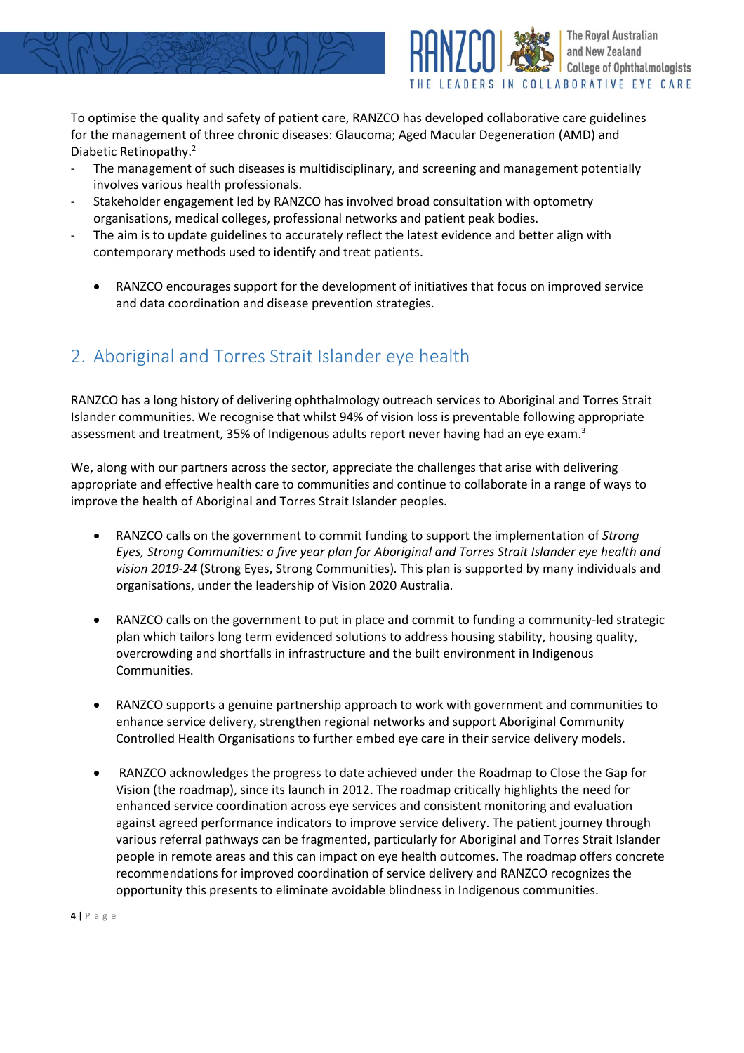To optimise the quality and safety of patient care, RANZCO has developed collaborative care guidelines for the management of three chronic diseases: Glaucoma; Aged Macular Degeneration (AMD) and Diabetic Retinopathy.[2]

- The management of such diseases is multidisciplinary, and screening and management potentially involves various health professionals.
- Stakeholder engagement led by RANZCO has involved broad consultation with optometry organisations, medical colleges, professional networks and patient peak bodies.
- The aim is to update guidelines to accurately reflect the latest evidence and better align with contemporary methods used to identify and treat patients.

  - RANZCO encourages support for the development of initiatives that focus on improved service and data coordination and disease prevention strategies.

## 2. Aboriginal and Torres Strait Islander eye health

RANZCO has a long history of delivering ophthalmology outreach services to Aboriginal and Torres Strait Islander communities. We recognise that whilst 94% of vision loss is preventable following appropriate assessment and treatment, 35% of Indigenous adults report never having had an eye exam.[3]

We, along with our partners across the sector, appreciate the challenges that arise with delivering appropriate and effective health care to communities and continue to collaborate in a range of ways to improve the health of Aboriginal and Torres Strait Islander peoples.

- RANZCO calls on the government to commit funding to support the implementation of *Strong Eyes, Strong Communities: a five year plan for Aboriginal and Torres Strait Islander eye health and vision 2019-24* (Strong Eyes, Strong Communities). This plan is supported by many individuals and organisations, under the leadership of Vision 2020 Australia.

- RANZCO calls on the government to put in place and commit to funding a community-led strategic plan which tailors long term evidenced solutions to address housing stability, housing quality, overcrowding and shortfalls in infrastructure and the built environment in Indigenous Communities.

- RANZCO supports a genuine partnership approach to work with government and communities to enhance service delivery, strengthen regional networks and support Aboriginal Community Controlled Health Organisations to further embed eye care in their service delivery models.

- RANZCO acknowledges the progress to date achieved under the Roadmap to Close the Gap for Vision (the roadmap), since its launch in 2012. The roadmap critically highlights the need for enhanced service coordination across eye services and consistent monitoring and evaluation against agreed performance indicators to improve service delivery. The patient journey through various referral pathways can be fragmented, particularly for Aboriginal and Torres Strait Islander people in remote areas and this can impact on eye health outcomes. The roadmap offers concrete recommendations for improved coordination of service delivery and RANZCO recognizes the opportunity this presents to eliminate avoidable blindness in Indigenous communities.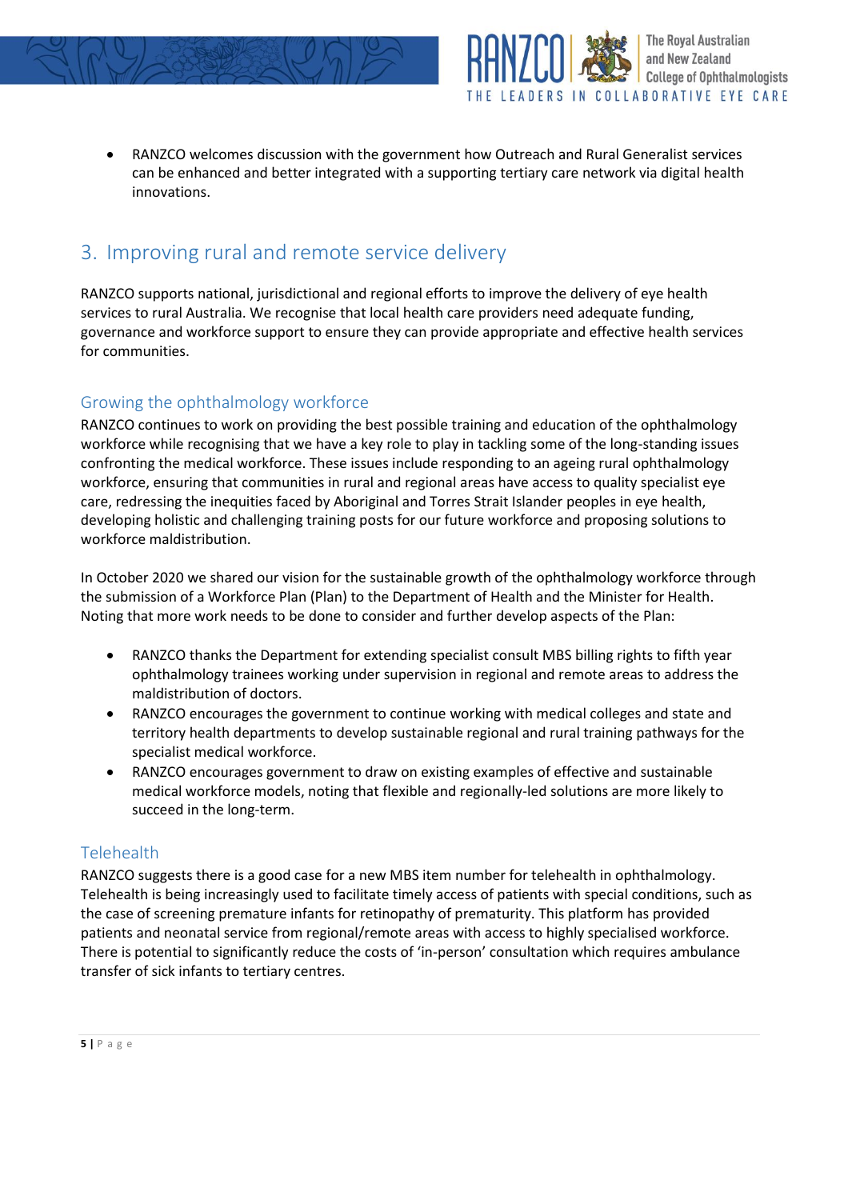- RANZCO welcomes discussion with the government how Outreach and Rural Generalist services can be enhanced and better integrated with a supporting tertiary care network via digital health innovations.

## 3. Improving rural and remote service delivery

RANZCO supports national, jurisdictional and regional efforts to improve the delivery of eye health services to rural Australia. We recognise that local health care providers need adequate funding, governance and workforce support to ensure they can provide appropriate and effective health services for communities.

### Growing the ophthalmology workforce

RANZCO continues to work on providing the best possible training and education of the ophthalmology workforce while recognising that we have a key role to play in tackling some of the long-standing issues confronting the medical workforce. These issues include responding to an ageing rural ophthalmology workforce, ensuring that communities in rural and regional areas have access to quality specialist eye care, redressing the inequities faced by Aboriginal and Torres Strait Islander peoples in eye health, developing holistic and challenging training posts for our future workforce and proposing solutions to workforce maldistribution.

In October 2020 we shared our vision for the sustainable growth of the ophthalmology workforce through the submission of a Workforce Plan (Plan) to the Department of Health and the Minister for Health. Noting that more work needs to be done to consider and further develop aspects of the Plan:

- RANZCO thanks the Department for extending specialist consult MBS billing rights to fifth year ophthalmology trainees working under supervision in regional and remote areas to address the maldistribution of doctors.
- RANZCO encourages the government to continue working with medical colleges and state and territory health departments to develop sustainable regional and rural training pathways for the specialist medical workforce.
- RANZCO encourages government to draw on existing examples of effective and sustainable medical workforce models, noting that flexible and regionally-led solutions are more likely to succeed in the long-term.

### Telehealth

RANZCO suggests there is a good case for a new MBS item number for telehealth in ophthalmology. Telehealth is being increasingly used to facilitate timely access of patients with special conditions, such as the case of screening premature infants for retinopathy of prematurity. This platform has provided patients and neonatal service from regional/remote areas with access to highly specialised workforce. There is potential to significantly reduce the costs of 'in-person' consultation which requires ambulance transfer of sick infants to tertiary centres.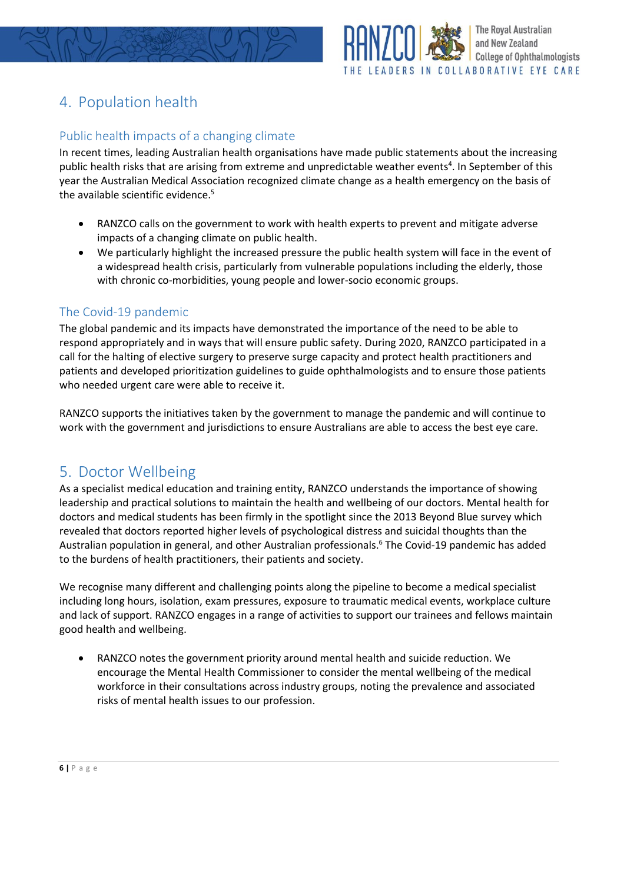## 4. Population health

### Public health impacts of a changing climate

In recent times, leading Australian health organisations have made public statements about the increasing public health risks that are arising from extreme and unpredictable weather events[4]. In September of this year the Australian Medical Association recognized climate change as a health emergency on the basis of the available scientific evidence.[5]

- RANZCO calls on the government to work with health experts to prevent and mitigate adverse impacts of a changing climate on public health.
- We particularly highlight the increased pressure the public health system will face in the event of a widespread health crisis, particularly from vulnerable populations including the elderly, those with chronic co-morbidities, young people and lower-socio economic groups.

### The Covid-19 pandemic

The global pandemic and its impacts have demonstrated the importance of the need to be able to respond appropriately and in ways that will ensure public safety. During 2020, RANZCO participated in a call for the halting of elective surgery to preserve surge capacity and protect health practitioners and patients and developed prioritization guidelines to guide ophthalmologists and to ensure those patients who needed urgent care were able to receive it.

RANZCO supports the initiatives taken by the government to manage the pandemic and will continue to work with the government and jurisdictions to ensure Australians are able to access the best eye care.

## 5. Doctor Wellbeing

As a specialist medical education and training entity, RANZCO understands the importance of showing leadership and practical solutions to maintain the health and wellbeing of our doctors. Mental health for doctors and medical students has been firmly in the spotlight since the 2013 Beyond Blue survey which revealed that doctors reported higher levels of psychological distress and suicidal thoughts than the Australian population in general, and other Australian professionals.[6] The Covid-19 pandemic has added to the burdens of health practitioners, their patients and society.

We recognise many different and challenging points along the pipeline to become a medical specialist including long hours, isolation, exam pressures, exposure to traumatic medical events, workplace culture and lack of support. RANZCO engages in a range of activities to support our trainees and fellows maintain good health and wellbeing.

- RANZCO notes the government priority around mental health and suicide reduction. We encourage the Mental Health Commissioner to consider the mental wellbeing of the medical workforce in their consultations across industry groups, noting the prevalence and associated risks of mental health issues to our profession.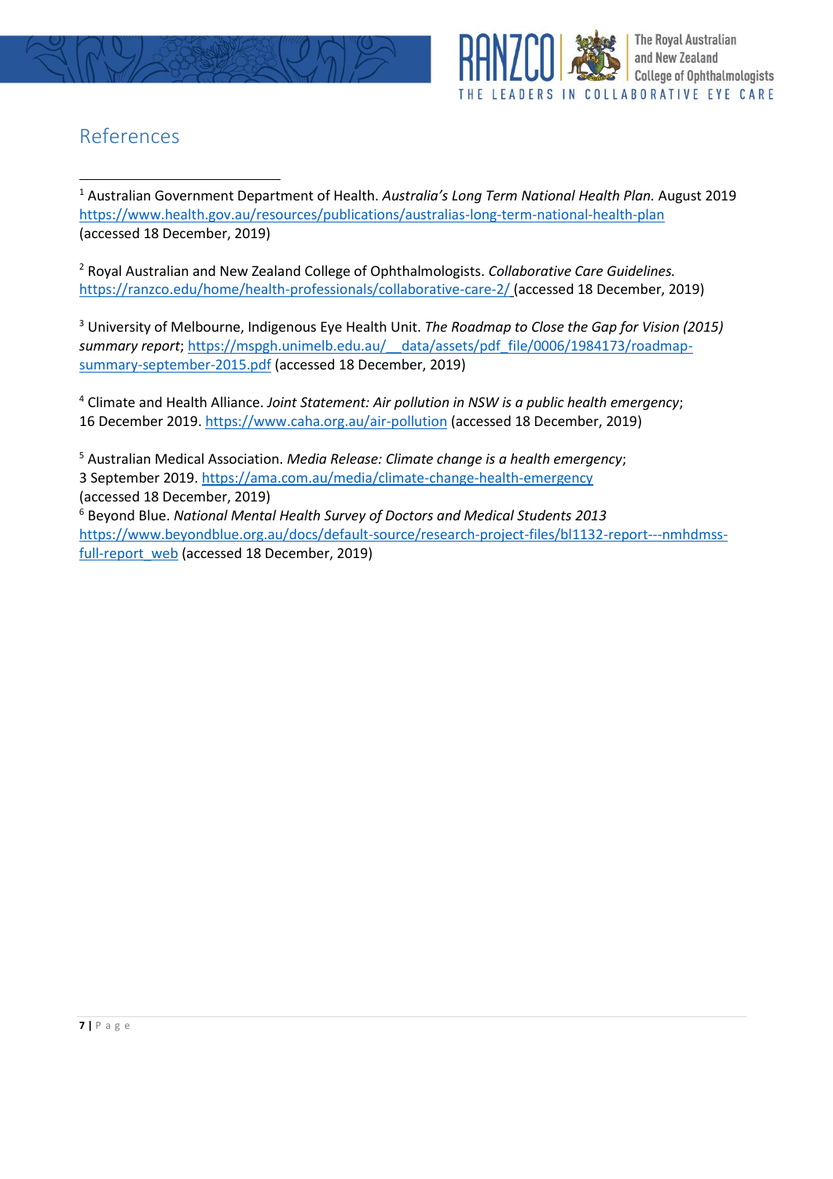## References

[1] Australian Government Department of Health. *Australia's Long Term National Health Plan.* August 2019 https://www.health.gov.au/resources/publications/australias-long-term-national-health-plan (accessed 18 December, 2019)

[2] Royal Australian and New Zealand College of Ophthalmologists. *Collaborative Care Guidelines.* https://ranzco.edu/home/health-professionals/collaborative-care-2/ (accessed 18 December, 2019)

[3] University of Melbourne, Indigenous Eye Health Unit. *The Roadmap to Close the Gap for Vision (2015) summary report*; https://mspgh.unimelb.edu.au/__data/assets/pdf_file/0006/1984173/roadmap-summary-september-2015.pdf (accessed 18 December, 2019)

[4] Climate and Health Alliance. *Joint Statement: Air pollution in NSW is a public health emergency*; 16 December 2019. https://www.caha.org.au/air-pollution (accessed 18 December, 2019)

[5] Australian Medical Association. *Media Release: Climate change is a health emergency*; 3 September 2019. https://ama.com.au/media/climate-change-health-emergency (accessed 18 December, 2019)

[6] Beyond Blue. *National Mental Health Survey of Doctors and Medical Students 2013* https://www.beyondblue.org.au/docs/default-source/research-project-files/bl1132-report---nmhdmss-full-report_web (accessed 18 December, 2019)